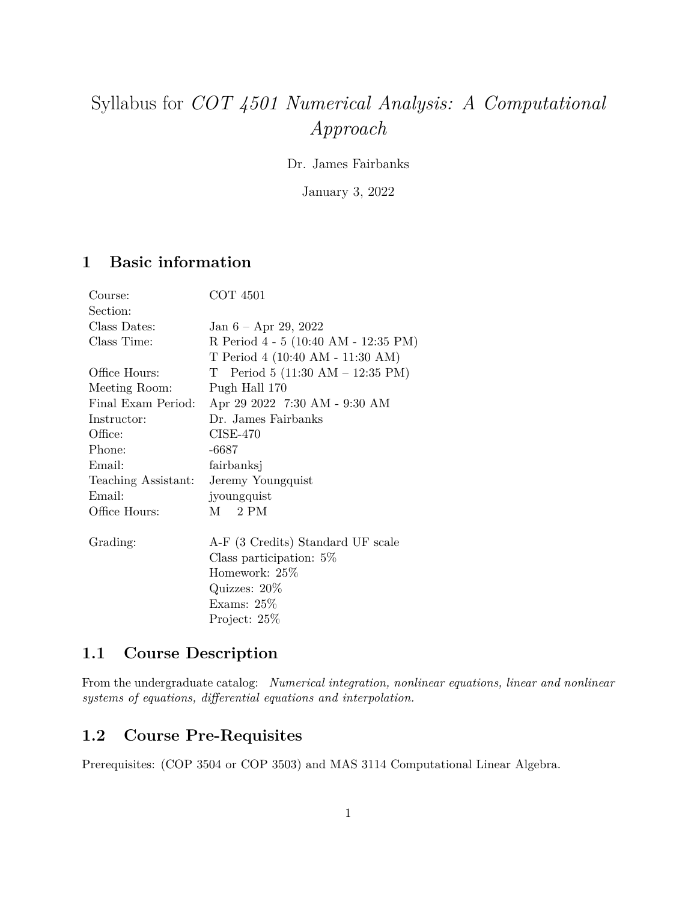# Syllabus for *COT 4501 Numerical Analysis: A Computational Approach*

Dr. James Fairbanks

January 3, 2022

## 1 Basic information

| | |
|---|---|
| Course: | COT 4501 |
| Section: | |
| Class Dates: | Jan 6 – Apr 29, 2022 |
| Class Time: | R Period 4 - 5 (10:40 AM - 12:35 PM) |
| | T Period 4 (10:40 AM - 11:30 AM) |
| Office Hours: | T Period 5 (11:30 AM – 12:35 PM) |
| Meeting Room: | Pugh Hall 170 |
| Final Exam Period: | Apr 29 2022 7:30 AM - 9:30 AM |
| Instructor: | Dr. James Fairbanks |
| Office: | CISE-470 |
| Phone: | -6687 |
| Email: | fairbanksj |
| Teaching Assistant: | Jeremy Youngquist |
| Email: | jyoungquist |
| Office Hours: | M 2 PM |
| | |
| Grading: | A-F (3 Credits) Standard UF scale |
| | Class participation: 5% |
| | Homework: 25% |
| | Quizzes: 20% |
| | Exams: 25% |
| | Project: 25% |

### 1.1 Course Description

From the undergraduate catalog: *Numerical integration, nonlinear equations, linear and nonlinear systems of equations, differential equations and interpolation.*

### 1.2 Course Pre-Requisites

Prerequisites: (COP 3504 or COP 3503) and MAS 3114 Computational Linear Algebra.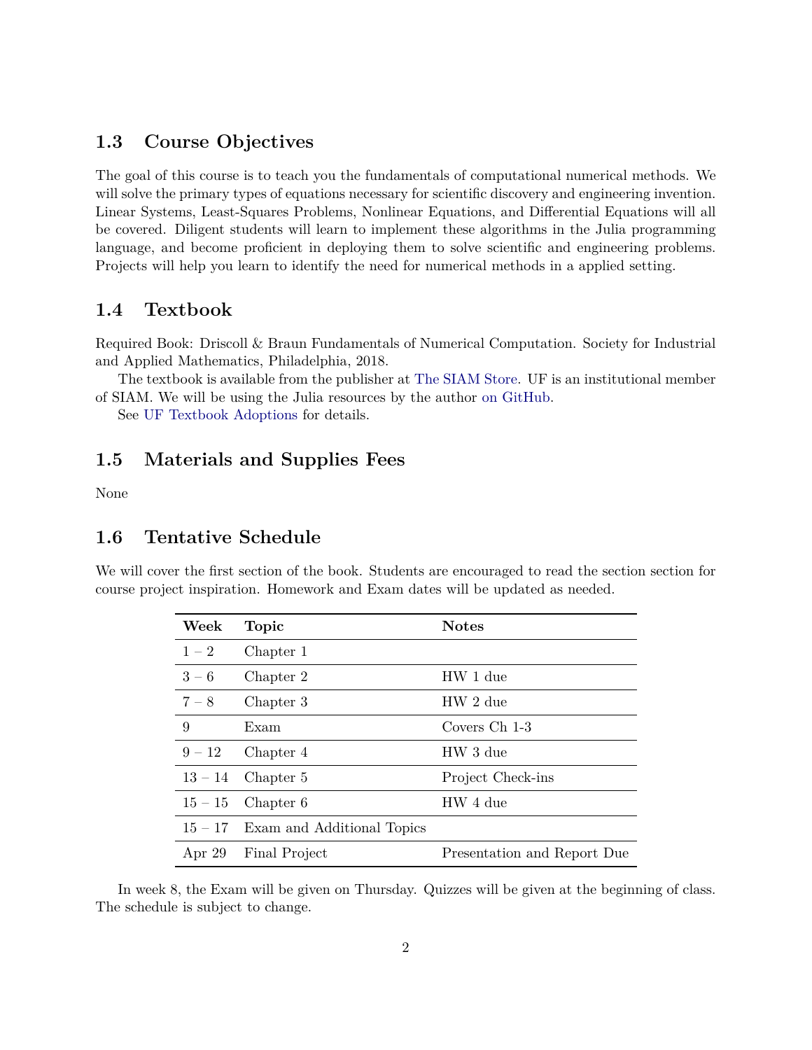## 1.3 Course Objectives

The goal of this course is to teach you the fundamentals of computational numerical methods. We will solve the primary types of equations necessary for scientific discovery and engineering invention. Linear Systems, Least-Squares Problems, Nonlinear Equations, and Differential Equations will all be covered. Diligent students will learn to implement these algorithms in the Julia programming language, and become proficient in deploying them to solve scientific and engineering problems. Projects will help you learn to identify the need for numerical methods in a applied setting.

## 1.4 Textbook

Required Book: Driscoll & Braun Fundamentals of Numerical Computation. Society for Industrial and Applied Mathematics, Philadelphia, 2018.

The textbook is available from the publisher at The SIAM Store. UF is an institutional member of SIAM. We will be using the Julia resources by the author on GitHub.

See UF Textbook Adoptions for details.

## 1.5 Materials and Supplies Fees

None

## 1.6 Tentative Schedule

We will cover the first section of the book. Students are encouraged to read the section section for course project inspiration. Homework and Exam dates will be updated as needed.

| Week | Topic | Notes |
|---|---|---|
| 1 – 2 | Chapter 1 | |
| 3 – 6 | Chapter 2 | HW 1 due |
| 7 – 8 | Chapter 3 | HW 2 due |
| 9 | Exam | Covers Ch 1-3 |
| 9 – 12 | Chapter 4 | HW 3 due |
| 13 – 14 | Chapter 5 | Project Check-ins |
| 15 – 15 | Chapter 6 | HW 4 due |
| 15 – 17 | Exam and Additional Topics | |
| Apr 29 | Final Project | Presentation and Report Due |

In week 8, the Exam will be given on Thursday. Quizzes will be given at the beginning of class. The schedule is subject to change.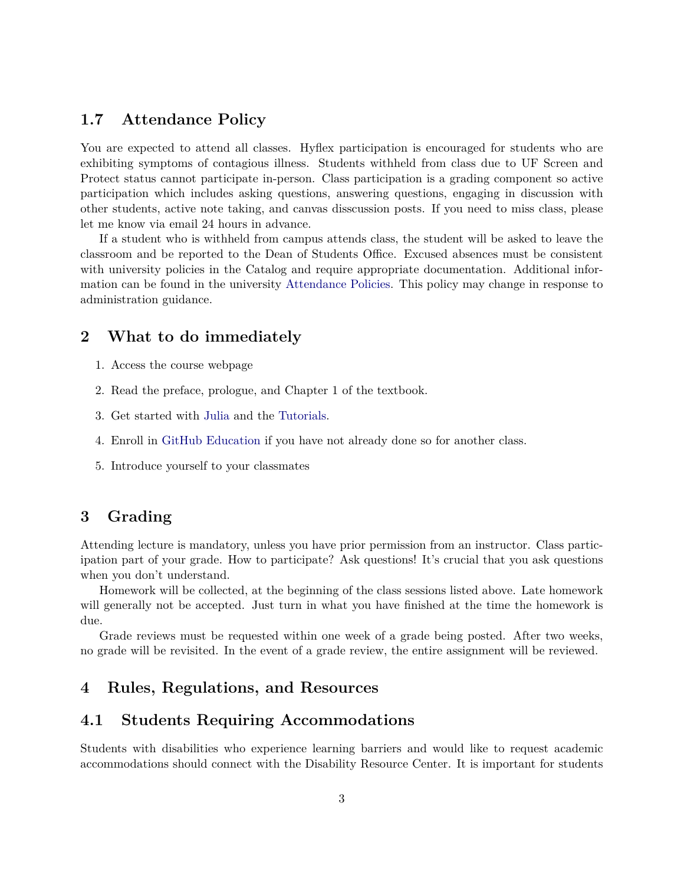### 1.7 Attendance Policy

You are expected to attend all classes. Hyflex participation is encouraged for students who are exhibiting symptoms of contagious illness. Students withheld from class due to UF Screen and Protect status cannot participate in-person. Class participation is a grading component so active participation which includes asking questions, answering questions, engaging in discussion with other students, active note taking, and canvas disscussion posts. If you need to miss class, please let me know via email 24 hours in advance.

If a student who is withheld from campus attends class, the student will be asked to leave the classroom and be reported to the Dean of Students Office. Excused absences must be consistent with university policies in the Catalog and require appropriate documentation. Additional information can be found in the university Attendance Policies. This policy may change in response to administration guidance.

## 2 What to do immediately

1. Access the course webpage
2. Read the preface, prologue, and Chapter 1 of the textbook.
3. Get started with Julia and the Tutorials.
4. Enroll in GitHub Education if you have not already done so for another class.
5. Introduce yourself to your classmates

## 3 Grading

Attending lecture is mandatory, unless you have prior permission from an instructor. Class participation part of your grade. How to participate? Ask questions! It's crucial that you ask questions when you don't understand.

Homework will be collected, at the beginning of the class sessions listed above. Late homework will generally not be accepted. Just turn in what you have finished at the time the homework is due.

Grade reviews must be requested within one week of a grade being posted. After two weeks, no grade will be revisited. In the event of a grade review, the entire assignment will be reviewed.

## 4 Rules, Regulations, and Resources

### 4.1 Students Requiring Accommodations

Students with disabilities who experience learning barriers and would like to request academic accommodations should connect with the Disability Resource Center. It is important for students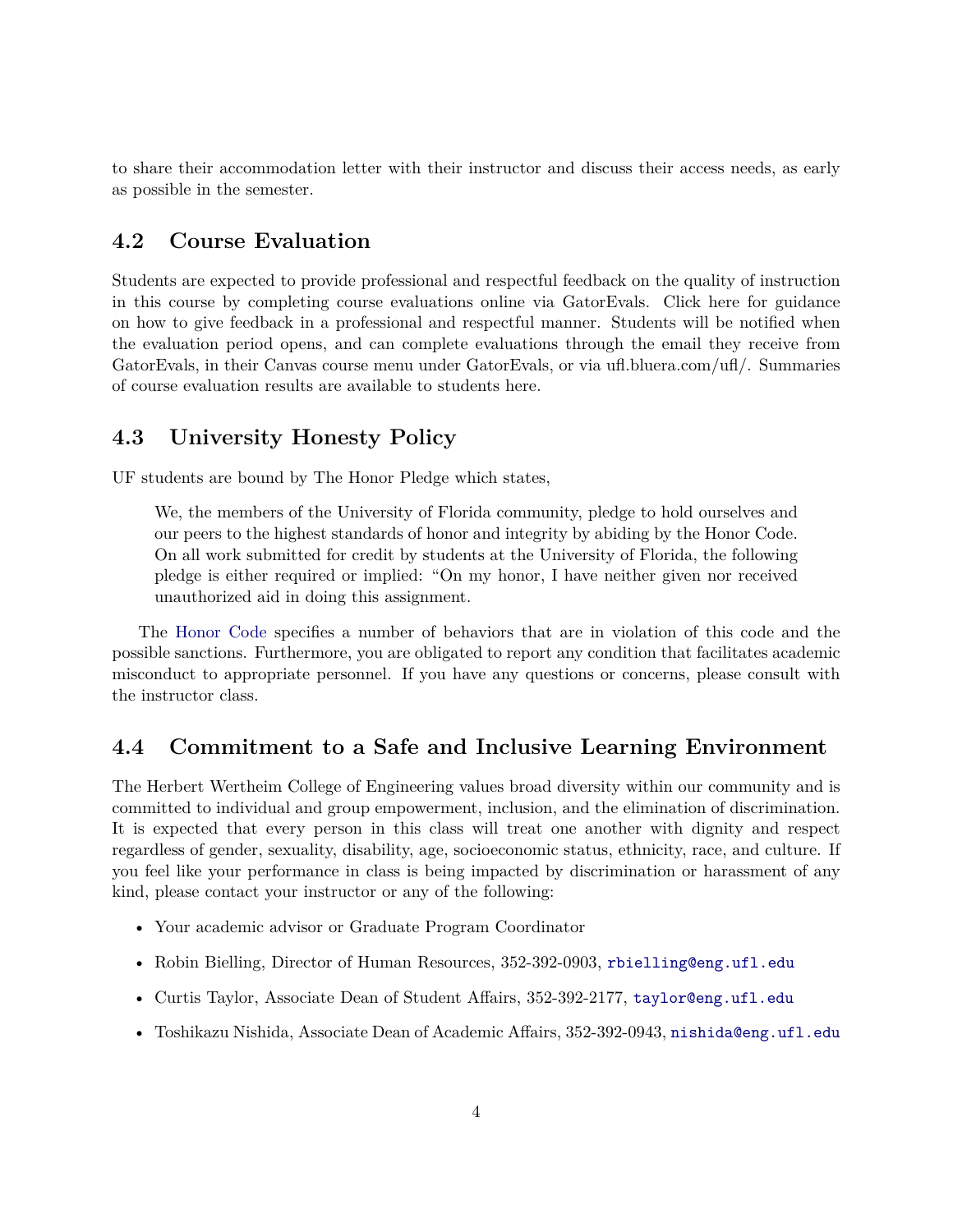to share their accommodation letter with their instructor and discuss their access needs, as early as possible in the semester.

### 4.2 Course Evaluation

Students are expected to provide professional and respectful feedback on the quality of instruction in this course by completing course evaluations online via GatorEvals. Click here for guidance on how to give feedback in a professional and respectful manner. Students will be notified when the evaluation period opens, and can complete evaluations through the email they receive from GatorEvals, in their Canvas course menu under GatorEvals, or via ufl.bluera.com/ufl/. Summaries of course evaluation results are available to students here.

### 4.3 University Honesty Policy

UF students are bound by The Honor Pledge which states,

> We, the members of the University of Florida community, pledge to hold ourselves and our peers to the highest standards of honor and integrity by abiding by the Honor Code. On all work submitted for credit by students at the University of Florida, the following pledge is either required or implied: "On my honor, I have neither given nor received unauthorized aid in doing this assignment.

The Honor Code specifies a number of behaviors that are in violation of this code and the possible sanctions. Furthermore, you are obligated to report any condition that facilitates academic misconduct to appropriate personnel. If you have any questions or concerns, please consult with the instructor class.

### 4.4 Commitment to a Safe and Inclusive Learning Environment

The Herbert Wertheim College of Engineering values broad diversity within our community and is committed to individual and group empowerment, inclusion, and the elimination of discrimination. It is expected that every person in this class will treat one another with dignity and respect regardless of gender, sexuality, disability, age, socioeconomic status, ethnicity, race, and culture. If you feel like your performance in class is being impacted by discrimination or harassment of any kind, please contact your instructor or any of the following:

- Your academic advisor or Graduate Program Coordinator
- Robin Bielling, Director of Human Resources, 352-392-0903, rbielling@eng.ufl.edu
- Curtis Taylor, Associate Dean of Student Affairs, 352-392-2177, taylor@eng.ufl.edu
- Toshikazu Nishida, Associate Dean of Academic Affairs, 352-392-0943, nishida@eng.ufl.edu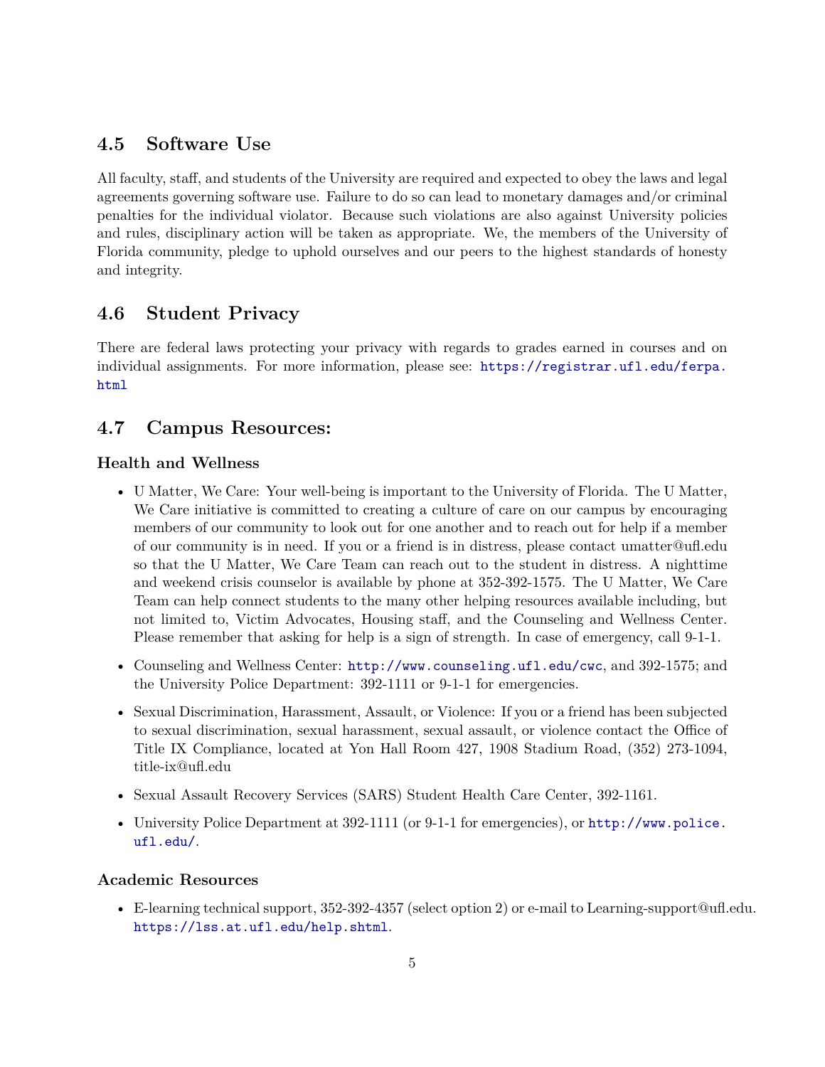## 4.5 Software Use

All faculty, staff, and students of the University are required and expected to obey the laws and legal agreements governing software use. Failure to do so can lead to monetary damages and/or criminal penalties for the individual violator. Because such violations are also against University policies and rules, disciplinary action will be taken as appropriate. We, the members of the University of Florida community, pledge to uphold ourselves and our peers to the highest standards of honesty and integrity.

## 4.6 Student Privacy

There are federal laws protecting your privacy with regards to grades earned in courses and on individual assignments. For more information, please see: https://registrar.ufl.edu/ferpa.html

## 4.7 Campus Resources:

### Health and Wellness

- U Matter, We Care: Your well-being is important to the University of Florida. The U Matter, We Care initiative is committed to creating a culture of care on our campus by encouraging members of our community to look out for one another and to reach out for help if a member of our community is in need. If you or a friend is in distress, please contact umatter@ufl.edu so that the U Matter, We Care Team can reach out to the student in distress. A nighttime and weekend crisis counselor is available by phone at 352-392-1575. The U Matter, We Care Team can help connect students to the many other helping resources available including, but not limited to, Victim Advocates, Housing staff, and the Counseling and Wellness Center. Please remember that asking for help is a sign of strength. In case of emergency, call 9-1-1.
- Counseling and Wellness Center: http://www.counseling.ufl.edu/cwc, and 392-1575; and the University Police Department: 392-1111 or 9-1-1 for emergencies.
- Sexual Discrimination, Harassment, Assault, or Violence: If you or a friend has been subjected to sexual discrimination, sexual harassment, sexual assault, or violence contact the Office of Title IX Compliance, located at Yon Hall Room 427, 1908 Stadium Road, (352) 273-1094, title-ix@ufl.edu
- Sexual Assault Recovery Services (SARS) Student Health Care Center, 392-1161.
- University Police Department at 392-1111 (or 9-1-1 for emergencies), or http://www.police.ufl.edu/.

### Academic Resources

- E-learning technical support, 352-392-4357 (select option 2) or e-mail to Learning-support@ufl.edu. https://lss.at.ufl.edu/help.shtml.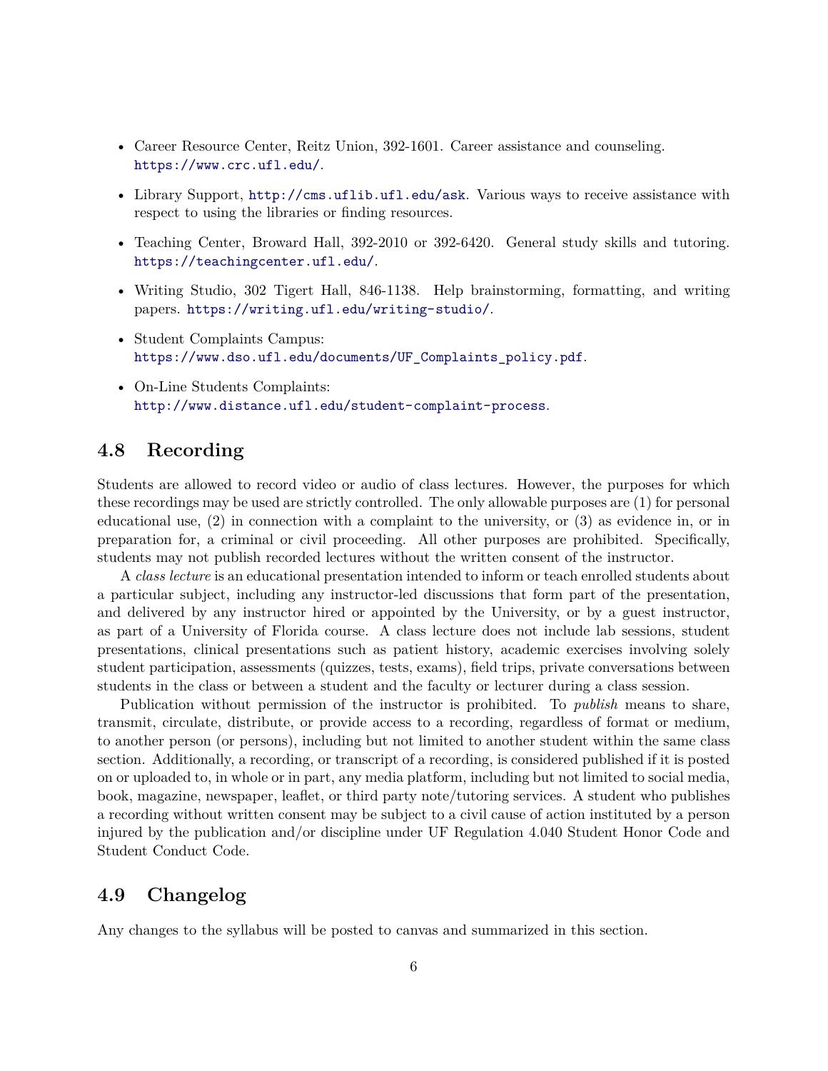- Career Resource Center, Reitz Union, 392-1601. Career assistance and counseling. https://www.crc.ufl.edu/.
- Library Support, http://cms.uflib.ufl.edu/ask. Various ways to receive assistance with respect to using the libraries or finding resources.
- Teaching Center, Broward Hall, 392-2010 or 392-6420. General study skills and tutoring. https://teachingcenter.ufl.edu/.
- Writing Studio, 302 Tigert Hall, 846-1138. Help brainstorming, formatting, and writing papers. https://writing.ufl.edu/writing-studio/.
- Student Complaints Campus: https://www.dso.ufl.edu/documents/UF_Complaints_policy.pdf.
- On-Line Students Complaints: http://www.distance.ufl.edu/student-complaint-process.

## 4.8 Recording

Students are allowed to record video or audio of class lectures. However, the purposes for which these recordings may be used are strictly controlled. The only allowable purposes are (1) for personal educational use, (2) in connection with a complaint to the university, or (3) as evidence in, or in preparation for, a criminal or civil proceeding. All other purposes are prohibited. Specifically, students may not publish recorded lectures without the written consent of the instructor.

A *class lecture* is an educational presentation intended to inform or teach enrolled students about a particular subject, including any instructor-led discussions that form part of the presentation, and delivered by any instructor hired or appointed by the University, or by a guest instructor, as part of a University of Florida course. A class lecture does not include lab sessions, student presentations, clinical presentations such as patient history, academic exercises involving solely student participation, assessments (quizzes, tests, exams), field trips, private conversations between students in the class or between a student and the faculty or lecturer during a class session.

Publication without permission of the instructor is prohibited. To *publish* means to share, transmit, circulate, distribute, or provide access to a recording, regardless of format or medium, to another person (or persons), including but not limited to another student within the same class section. Additionally, a recording, or transcript of a recording, is considered published if it is posted on or uploaded to, in whole or in part, any media platform, including but not limited to social media, book, magazine, newspaper, leaflet, or third party note/tutoring services. A student who publishes a recording without written consent may be subject to a civil cause of action instituted by a person injured by the publication and/or discipline under UF Regulation 4.040 Student Honor Code and Student Conduct Code.

## 4.9 Changelog

Any changes to the syllabus will be posted to canvas and summarized in this section.